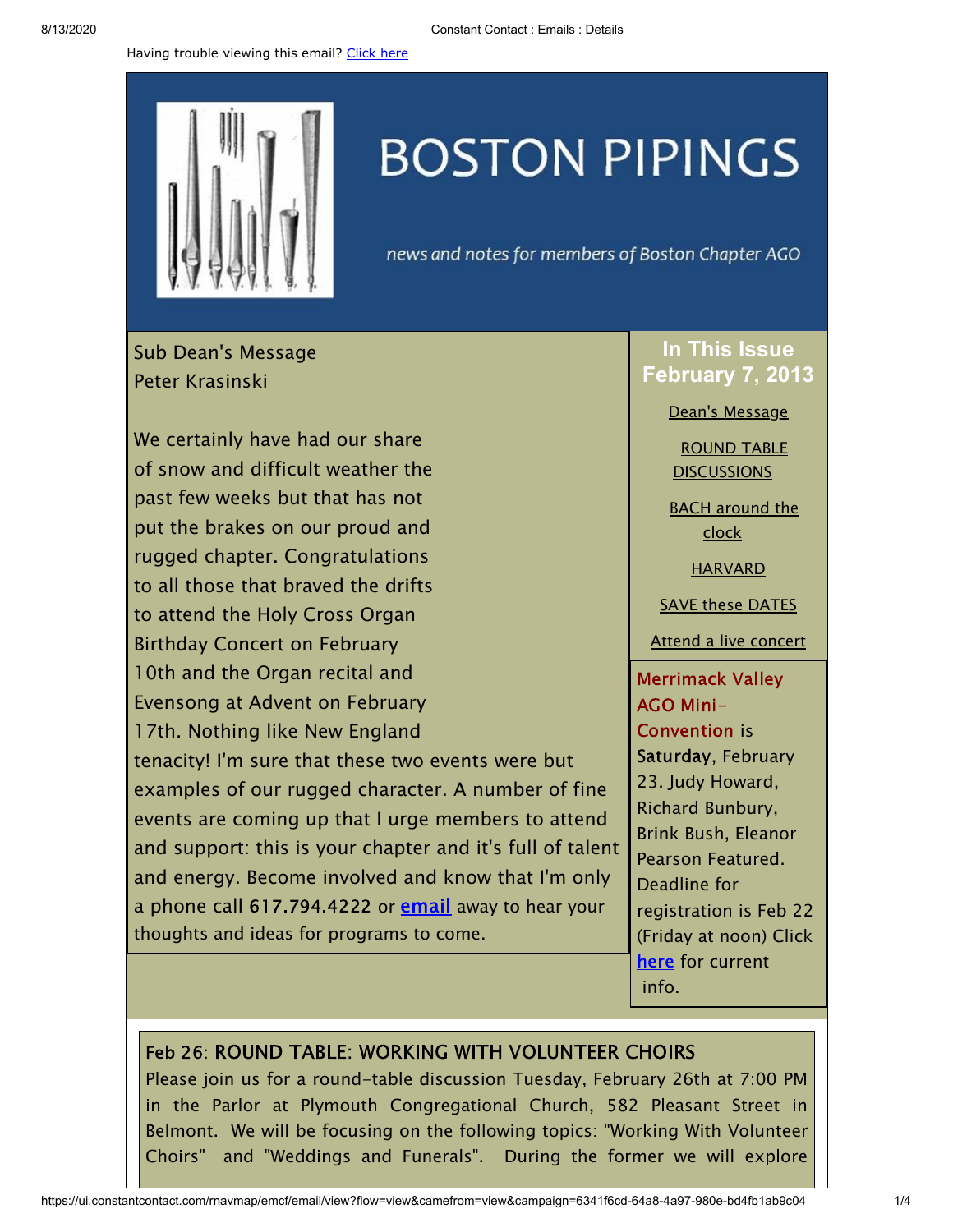Having trouble viewing this email? Click here

# BOSTON PIPINGS

*news and notes for members of Boston Chapter AGO*

## Sub Dean's Message
Peter Krasinski

We certainly have had our share of snow and difficult weather the past few weeks but that has not put the brakes on our proud and rugged chapter. Congratulations to all those that braved the drifts to attend the Holy Cross Organ Birthday Concert on February 10th and the Organ recital and Evensong at Advent on February 17th. Nothing like New England tenacity! I'm sure that these two events were but examples of our rugged character. A number of fine events are coming up that I urge members to attend and support: this is your chapter and it's full of talent and energy. Become involved and know that I'm only a phone call 617.794.4222 or **email** away to hear your thoughts and ideas for programs to come.

## In This Issue February 7, 2013

- Dean's Message
- ROUND TABLE DISCUSSIONS
- BACH around the clock
- HARVARD
- SAVE these DATES
- Attend a live concert

Merrimack Valley AGO Mini-Convention is **Saturday**, February 23. Judy Howard, Richard Bunbury, Brink Bush, Eleanor Pearson Featured. Deadline for registration is Feb 22 (Friday at noon) Click **here** for current info.

## Feb 26: ROUND TABLE: WORKING WITH VOLUNTEER CHOIRS

Please join us for a round-table discussion Tuesday, February 26th at 7:00 PM in the Parlor at Plymouth Congregational Church, 582 Pleasant Street in Belmont. We will be focusing on the following topics: "Working With Volunteer Choirs" and "Weddings and Funerals". During the former we will explore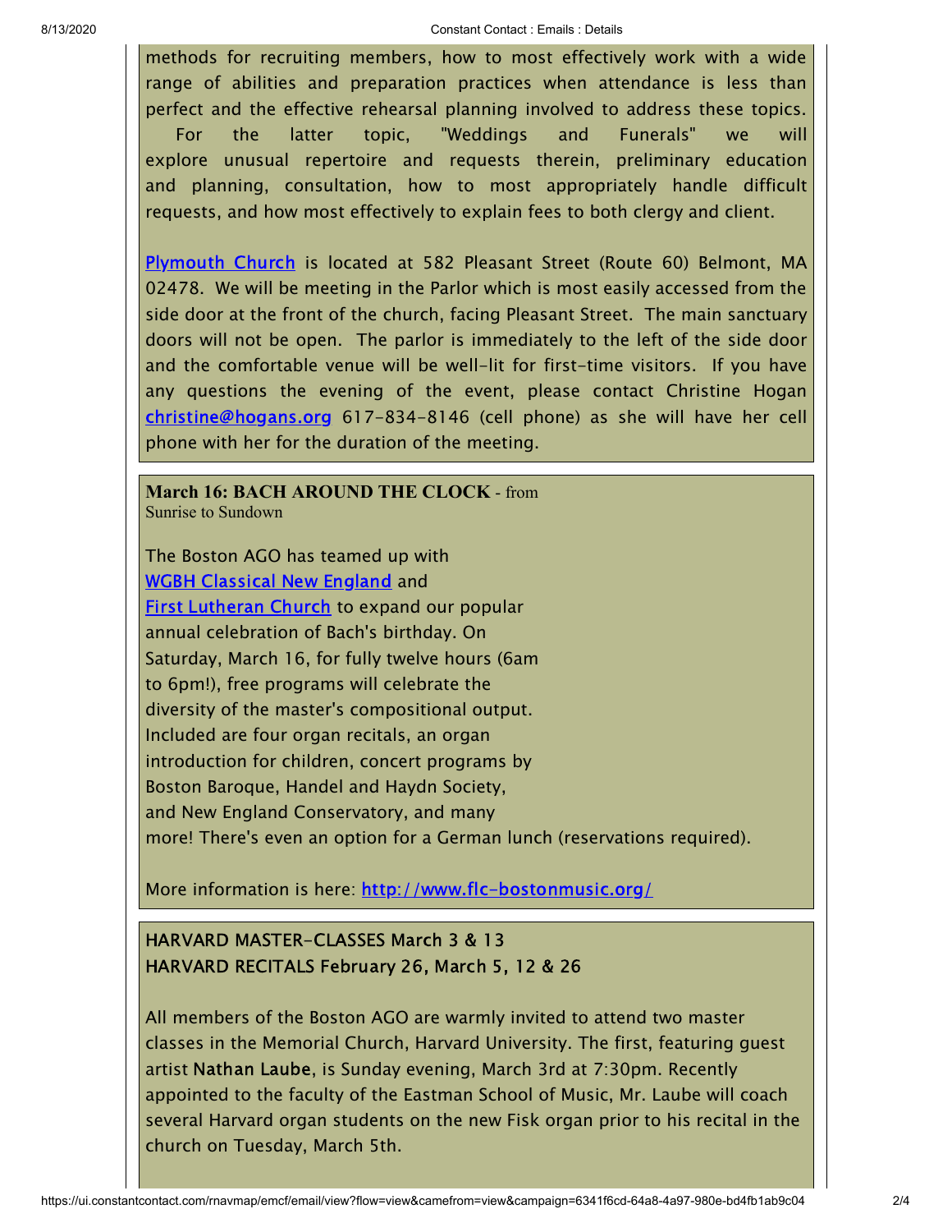methods for recruiting members, how to most effectively work with a wide range of abilities and preparation practices when attendance is less than perfect and the effective rehearsal planning involved to address these topics. For the latter topic, "Weddings and Funerals" we will explore unusual repertoire and requests therein, preliminary education and planning, consultation, how to most appropriately handle difficult requests, and how most effectively to explain fees to both clergy and client.

Plymouth Church is located at 582 Pleasant Street (Route 60) Belmont, MA 02478. We will be meeting in the Parlor which is most easily accessed from the side door at the front of the church, facing Pleasant Street. The main sanctuary doors will not be open. The parlor is immediately to the left of the side door and the comfortable venue will be well-lit for first-time visitors. If you have any questions the evening of the event, please contact Christine Hogan christine@hogans.org 617-834-8146 (cell phone) as she will have her cell phone with her for the duration of the meeting.

**March 16: BACH AROUND THE CLOCK** - from Sunrise to Sundown

The Boston AGO has teamed up with WGBH Classical New England and First Lutheran Church to expand our popular annual celebration of Bach's birthday. On Saturday, March 16, for fully twelve hours (6am to 6pm!), free programs will celebrate the diversity of the master's compositional output. Included are four organ recitals, an organ introduction for children, concert programs by Boston Baroque, Handel and Haydn Society, and New England Conservatory, and many more! There's even an option for a German lunch (reservations required).

More information is here: http://www.flc-bostonmusic.org/

HARVARD MASTER-CLASSES March 3 & 13
HARVARD RECITALS February 26, March 5, 12 & 26

All members of the Boston AGO are warmly invited to attend two master classes in the Memorial Church, Harvard University. The first, featuring guest artist Nathan Laube, is Sunday evening, March 3rd at 7:30pm. Recently appointed to the faculty of the Eastman School of Music, Mr. Laube will coach several Harvard organ students on the new Fisk organ prior to his recital in the church on Tuesday, March 5th.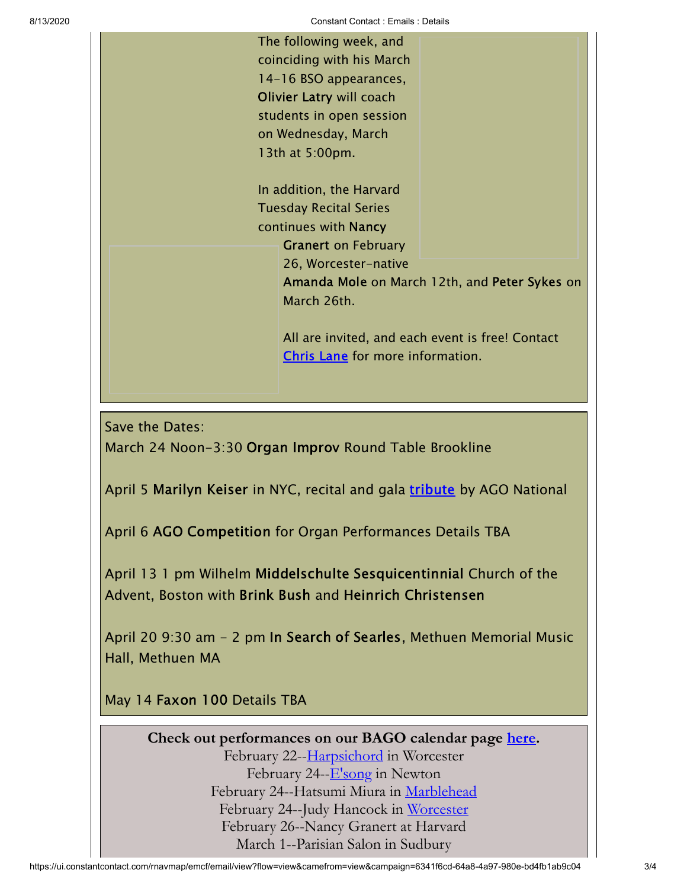The following week, and coinciding with his March 14-16 BSO appearances, **Olivier Latry** will coach students in open session on Wednesday, March 13th at 5:00pm.

In addition, the Harvard Tuesday Recital Series continues with **Nancy Granert** on February 26, Worcester-native **Amanda Mole** on March 12th, and **Peter Sykes** on March 26th.

All are invited, and each event is free! Contact [Chris Lane] for more information.

Save the Dates:

March 24 Noon-3:30 **Organ Improv** Round Table Brookline

April 5 **Marilyn Keiser** in NYC, recital and gala **[tribute]** by AGO National

April 6 **AGO Competition** for Organ Performances Details TBA

April 13 1 pm Wilhelm **Middelschulte Sesquicentinnial** Church of the Advent, Boston with **Brink Bush** and **Heinrich Christensen**

April 20 9:30 am - 2 pm **In Search of Searles**, Methuen Memorial Music Hall, Methuen MA

May 14 **Faxon 100** Details TBA

**Check out performances on our BAGO calendar page [here].**

February 22--[Harpsichord] in Worcester
February 24--[E'song] in Newton
February 24--Hatsumi Miura in [Marblehead]
February 24--Judy Hancock in [Worcester]
February 26--Nancy Granert at Harvard
March 1--Parisian Salon in Sudbury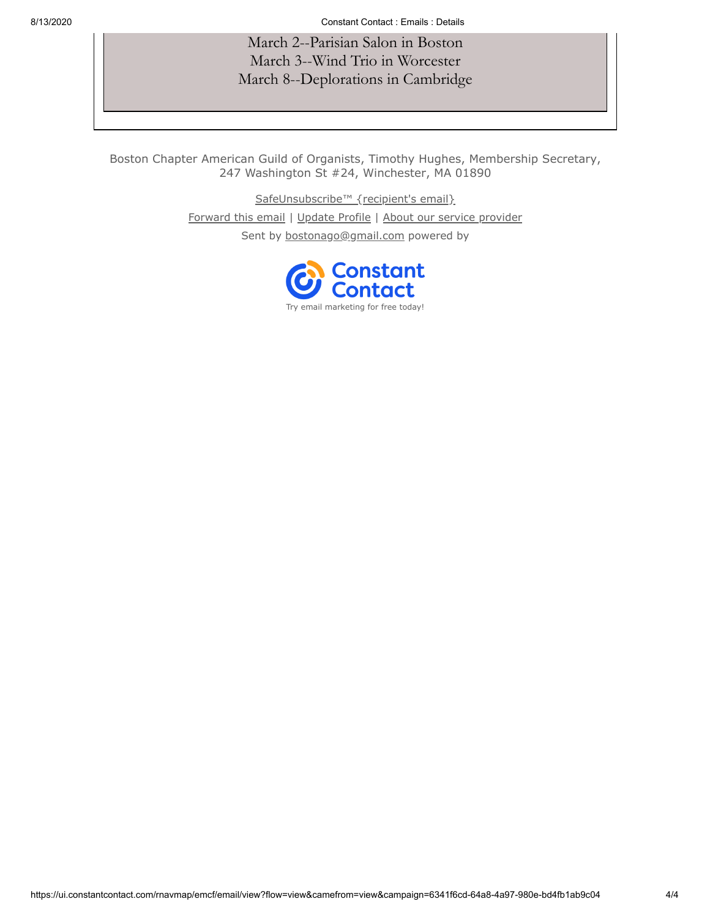March 2--Parisian Salon in Boston
March 3--Wind Trio in Worcester
March 8--Deplorations in Cambridge

Boston Chapter American Guild of Organists, Timothy Hughes, Membership Secretary, 247 Washington St #24, Winchester, MA 01890

SafeUnsubscribe™ {recipient's email}

Forward this email | Update Profile | About our service provider

Sent by bostonago@gmail.com powered by

Constant Contact

Try email marketing for free today!